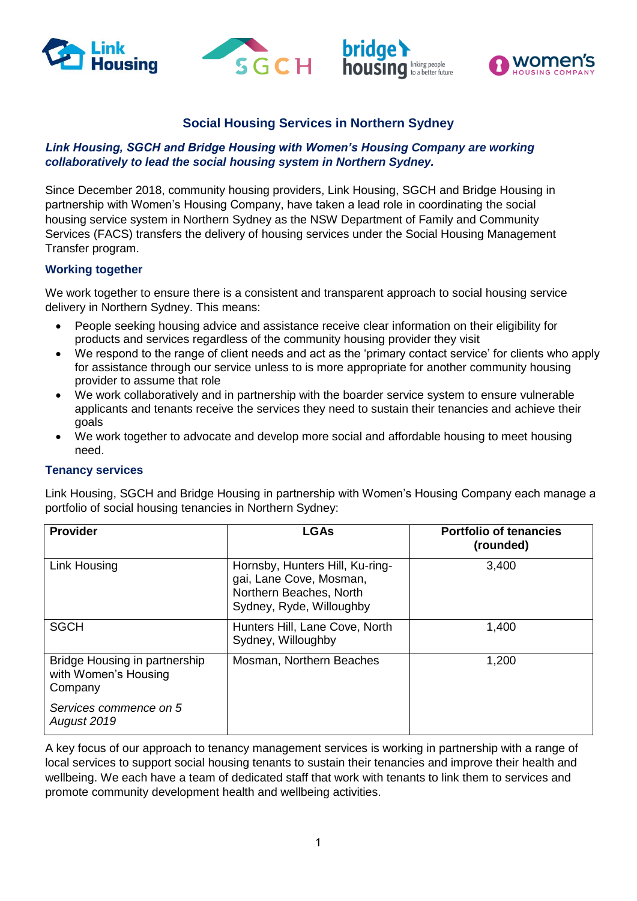## Social Housing Services in Northern Sydney

***Link Housing, SGCH and Bridge Housing with Women's Housing Company are working collaboratively to lead the social housing system in Northern Sydney.***

Since December 2018, community housing providers, Link Housing, SGCH and Bridge Housing in partnership with Women's Housing Company, have taken a lead role in coordinating the social housing service system in Northern Sydney as the NSW Department of Family and Community Services (FACS) transfers the delivery of housing services under the Social Housing Management Transfer program.

### Working together

We work together to ensure there is a consistent and transparent approach to social housing service delivery in Northern Sydney. This means:

- People seeking housing advice and assistance receive clear information on their eligibility for products and services regardless of the community housing provider they visit
- We respond to the range of client needs and act as the 'primary contact service' for clients who apply for assistance through our service unless to is more appropriate for another community housing provider to assume that role
- We work collaboratively and in partnership with the boarder service system to ensure vulnerable applicants and tenants receive the services they need to sustain their tenancies and achieve their goals
- We work together to advocate and develop more social and affordable housing to meet housing need.

### Tenancy services

Link Housing, SGCH and Bridge Housing in partnership with Women's Housing Company each manage a portfolio of social housing tenancies in Northern Sydney:

| Provider | LGAs | Portfolio of tenancies (rounded) |
|---|---|---|
| Link Housing | Hornsby, Hunters Hill, Ku-ring-gai, Lane Cove, Mosman, Northern Beaches, North Sydney, Ryde, Willoughby | 3,400 |
| SGCH | Hunters Hill, Lane Cove, North Sydney, Willoughby | 1,400 |
| Bridge Housing in partnership with Women's Housing Company<br>*Services commence on 5 August 2019* | Mosman, Northern Beaches | 1,200 |

A key focus of our approach to tenancy management services is working in partnership with a range of local services to support social housing tenants to sustain their tenancies and improve their health and wellbeing. We each have a team of dedicated staff that work with tenants to link them to services and promote community development health and wellbeing activities.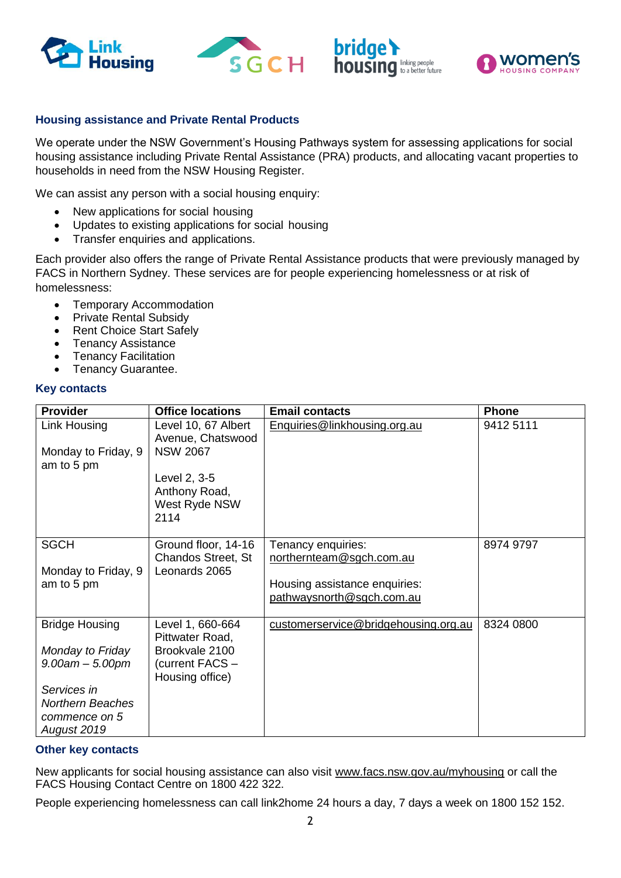## Housing assistance and Private Rental Products

We operate under the NSW Government's Housing Pathways system for assessing applications for social housing assistance including Private Rental Assistance (PRA) products, and allocating vacant properties to households in need from the NSW Housing Register.

We can assist any person with a social housing enquiry:

- New applications for social housing
- Updates to existing applications for social housing
- Transfer enquiries and applications.

Each provider also offers the range of Private Rental Assistance products that were previously managed by FACS in Northern Sydney. These services are for people experiencing homelessness or at risk of homelessness:

- Temporary Accommodation
- Private Rental Subsidy
- Rent Choice Start Safely
- Tenancy Assistance
- Tenancy Facilitation
- Tenancy Guarantee.

## Key contacts

| Provider | Office locations | Email contacts | Phone |
|---|---|---|---|
| Link Housing<br><br>Monday to Friday, 9 am to 5 pm | Level 10, 67 Albert Avenue, Chatswood NSW 2067<br><br>Level 2, 3-5 Anthony Road, West Ryde NSW 2114 | Enquiries@linkhousing.org.au | 9412 5111 |
| SGCH<br><br>Monday to Friday, 9 am to 5 pm | Ground floor, 14-16 Chandos Street, St Leonards 2065 | Tenancy enquiries: northernteam@sgch.com.au<br><br>Housing assistance enquiries: pathwaysnorth@sgch.com.au | 8974 9797 |
| Bridge Housing<br><br>*Monday to Friday 9.00am – 5.00pm*<br><br>*Services in Northern Beaches commence on 5 August 2019* | Level 1, 660-664 Pittwater Road, Brookvale 2100 (current FACS – Housing office) | customerservice@bridgehousing.org.au | 8324 0800 |

## Other key contacts

New applicants for social housing assistance can also visit www.facs.nsw.gov.au/myhousing or call the FACS Housing Contact Centre on 1800 422 322.

People experiencing homelessness can call link2home 24 hours a day, 7 days a week on 1800 152 152.